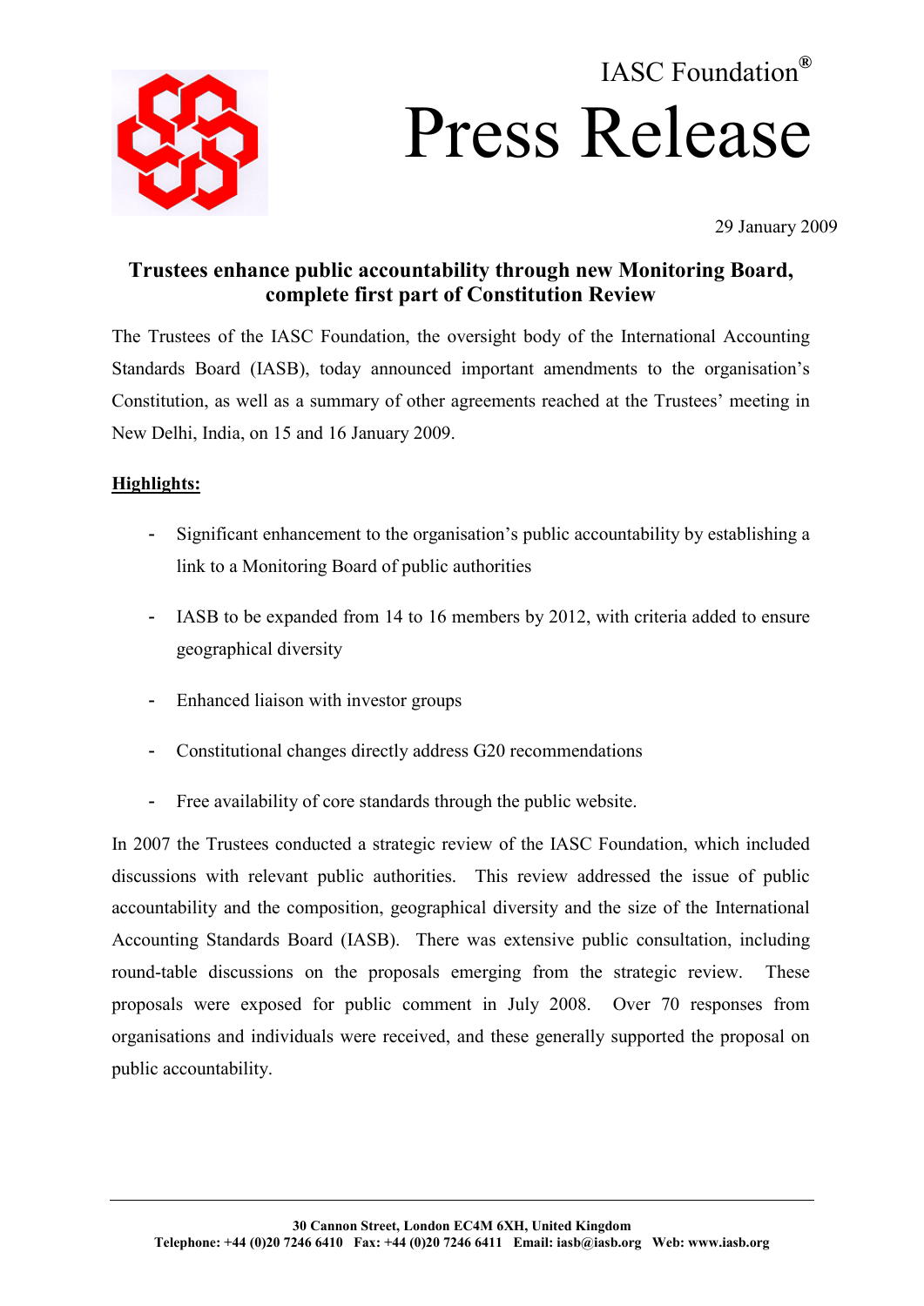IASC Foundation®

# Press Release

29 January 2009

## Trustees enhance public accountability through new Monitoring Board, complete first part of Constitution Review

The Trustees of the IASC Foundation, the oversight body of the International Accounting Standards Board (IASB), today announced important amendments to the organisation's Constitution, as well as a summary of other agreements reached at the Trustees' meeting in New Delhi, India, on 15 and 16 January 2009.

**Highlights:**

- Significant enhancement to the organisation's public accountability by establishing a link to a Monitoring Board of public authorities
- IASB to be expanded from 14 to 16 members by 2012, with criteria added to ensure geographical diversity
- Enhanced liaison with investor groups
- Constitutional changes directly address G20 recommendations
- Free availability of core standards through the public website.

In 2007 the Trustees conducted a strategic review of the IASC Foundation, which included discussions with relevant public authorities. This review addressed the issue of public accountability and the composition, geographical diversity and the size of the International Accounting Standards Board (IASB). There was extensive public consultation, including round-table discussions on the proposals emerging from the strategic review. These proposals were exposed for public comment in July 2008. Over 70 responses from organisations and individuals were received, and these generally supported the proposal on public accountability.

30 Cannon Street, London EC4M 6XH, United Kingdom
Telephone: +44 (0)20 7246 6410 Fax: +44 (0)20 7246 6411 Email: iasb@iasb.org Web: www.iasb.org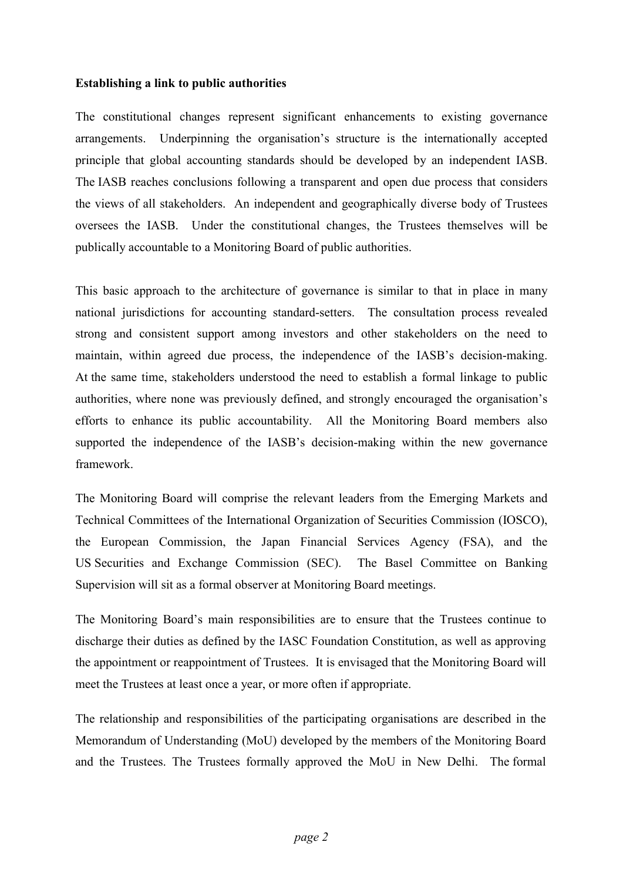**Establishing a link to public authorities**

The constitutional changes represent significant enhancements to existing governance arrangements. Underpinning the organisation's structure is the internationally accepted principle that global accounting standards should be developed by an independent IASB. The IASB reaches conclusions following a transparent and open due process that considers the views of all stakeholders. An independent and geographically diverse body of Trustees oversees the IASB. Under the constitutional changes, the Trustees themselves will be publically accountable to a Monitoring Board of public authorities.

This basic approach to the architecture of governance is similar to that in place in many national jurisdictions for accounting standard-setters. The consultation process revealed strong and consistent support among investors and other stakeholders on the need to maintain, within agreed due process, the independence of the IASB's decision-making. At the same time, stakeholders understood the need to establish a formal linkage to public authorities, where none was previously defined, and strongly encouraged the organisation's efforts to enhance its public accountability. All the Monitoring Board members also supported the independence of the IASB's decision-making within the new governance framework.

The Monitoring Board will comprise the relevant leaders from the Emerging Markets and Technical Committees of the International Organization of Securities Commission (IOSCO), the European Commission, the Japan Financial Services Agency (FSA), and the US Securities and Exchange Commission (SEC). The Basel Committee on Banking Supervision will sit as a formal observer at Monitoring Board meetings.

The Monitoring Board's main responsibilities are to ensure that the Trustees continue to discharge their duties as defined by the IASC Foundation Constitution, as well as approving the appointment or reappointment of Trustees. It is envisaged that the Monitoring Board will meet the Trustees at least once a year, or more often if appropriate.

The relationship and responsibilities of the participating organisations are described in the Memorandum of Understanding (MoU) developed by the members of the Monitoring Board and the Trustees. The Trustees formally approved the MoU in New Delhi. The formal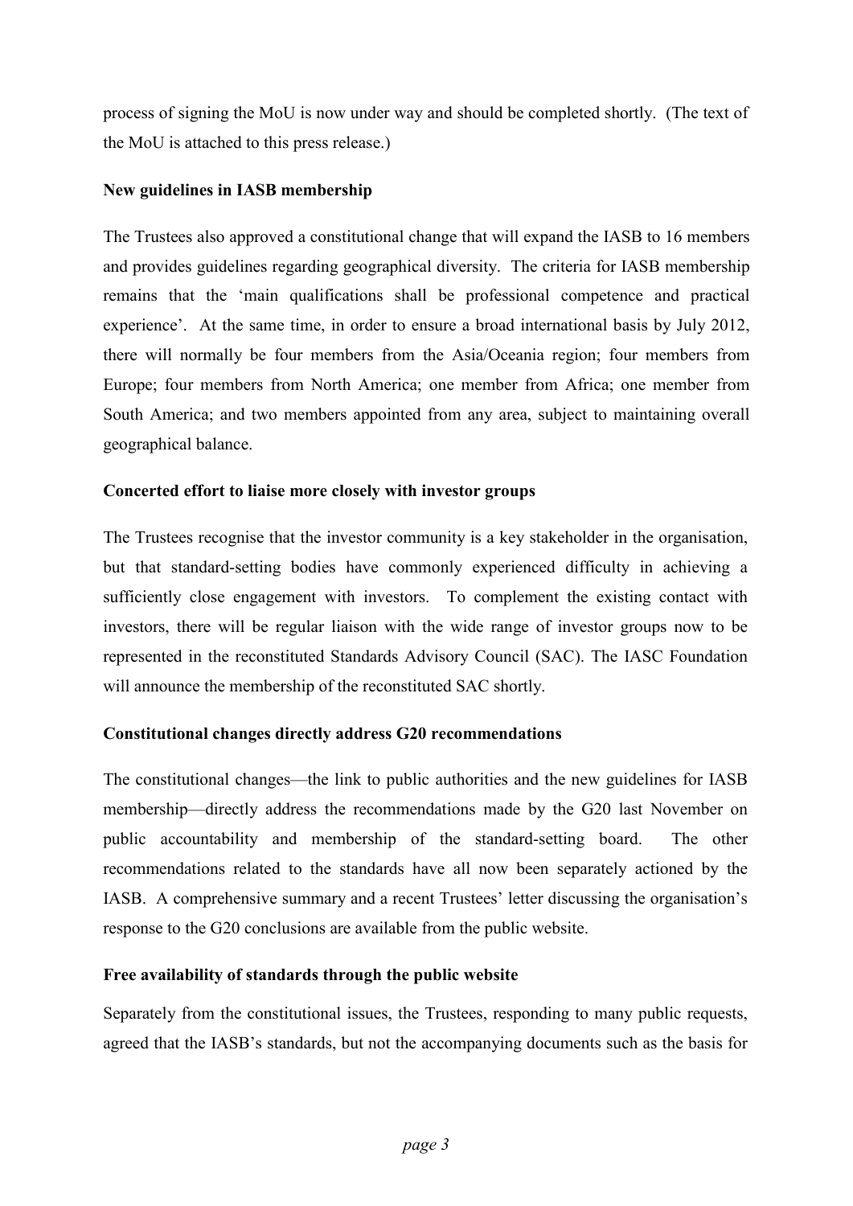process of signing the MoU is now under way and should be completed shortly. (The text of the MoU is attached to this press release.)

**New guidelines in IASB membership**

The Trustees also approved a constitutional change that will expand the IASB to 16 members and provides guidelines regarding geographical diversity. The criteria for IASB membership remains that the 'main qualifications shall be professional competence and practical experience'. At the same time, in order to ensure a broad international basis by July 2012, there will normally be four members from the Asia/Oceania region; four members from Europe; four members from North America; one member from Africa; one member from South America; and two members appointed from any area, subject to maintaining overall geographical balance.

**Concerted effort to liaise more closely with investor groups**

The Trustees recognise that the investor community is a key stakeholder in the organisation, but that standard-setting bodies have commonly experienced difficulty in achieving a sufficiently close engagement with investors. To complement the existing contact with investors, there will be regular liaison with the wide range of investor groups now to be represented in the reconstituted Standards Advisory Council (SAC). The IASC Foundation will announce the membership of the reconstituted SAC shortly.

**Constitutional changes directly address G20 recommendations**

The constitutional changes—the link to public authorities and the new guidelines for IASB membership—directly address the recommendations made by the G20 last November on public accountability and membership of the standard-setting board. The other recommendations related to the standards have all now been separately actioned by the IASB. A comprehensive summary and a recent Trustees' letter discussing the organisation's response to the G20 conclusions are available from the public website.

**Free availability of standards through the public website**

Separately from the constitutional issues, the Trustees, responding to many public requests, agreed that the IASB's standards, but not the accompanying documents such as the basis for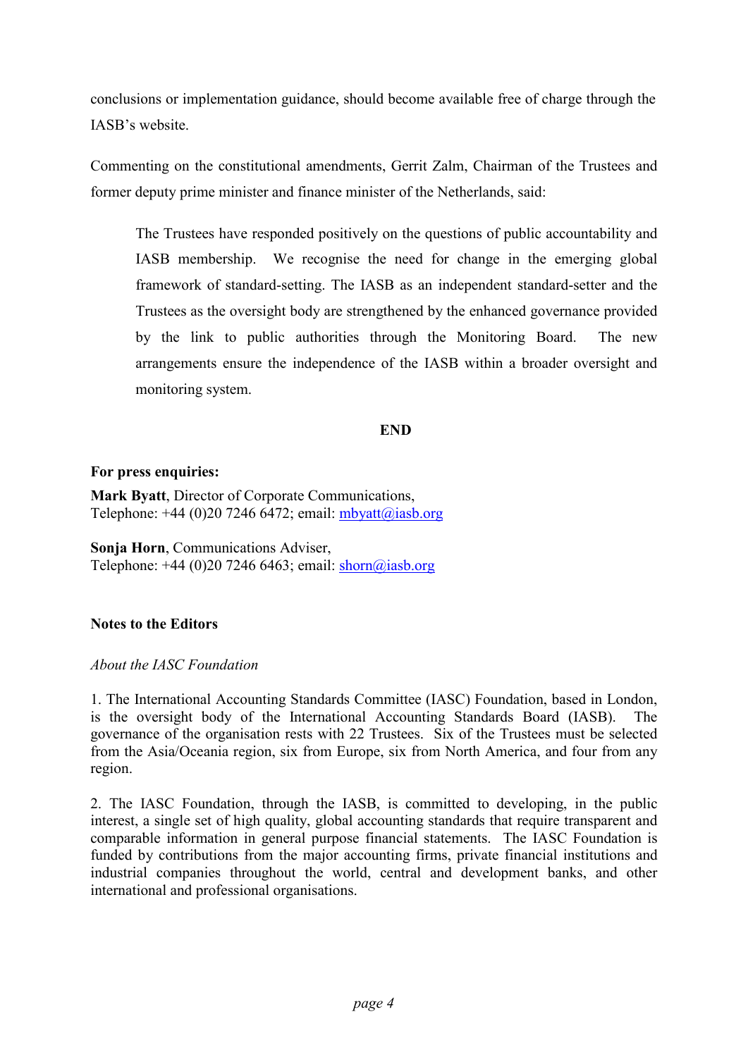conclusions or implementation guidance, should become available free of charge through the IASB's website.

Commenting on the constitutional amendments, Gerrit Zalm, Chairman of the Trustees and former deputy prime minister and finance minister of the Netherlands, said:

> The Trustees have responded positively on the questions of public accountability and IASB membership. We recognise the need for change in the emerging global framework of standard-setting. The IASB as an independent standard-setter and the Trustees as the oversight body are strengthened by the enhanced governance provided by the link to public authorities through the Monitoring Board. The new arrangements ensure the independence of the IASB within a broader oversight and monitoring system.

**END**

**For press enquiries:**

**Mark Byatt**, Director of Corporate Communications,
Telephone: +44 (0)20 7246 6472; email: mbyatt@iasb.org

**Sonja Horn**, Communications Adviser,
Telephone: +44 (0)20 7246 6463; email: shorn@iasb.org

**Notes to the Editors**

*About the IASC Foundation*

1. The International Accounting Standards Committee (IASC) Foundation, based in London, is the oversight body of the International Accounting Standards Board (IASB). The governance of the organisation rests with 22 Trustees. Six of the Trustees must be selected from the Asia/Oceania region, six from Europe, six from North America, and four from any region.

2. The IASC Foundation, through the IASB, is committed to developing, in the public interest, a single set of high quality, global accounting standards that require transparent and comparable information in general purpose financial statements. The IASC Foundation is funded by contributions from the major accounting firms, private financial institutions and industrial companies throughout the world, central and development banks, and other international and professional organisations.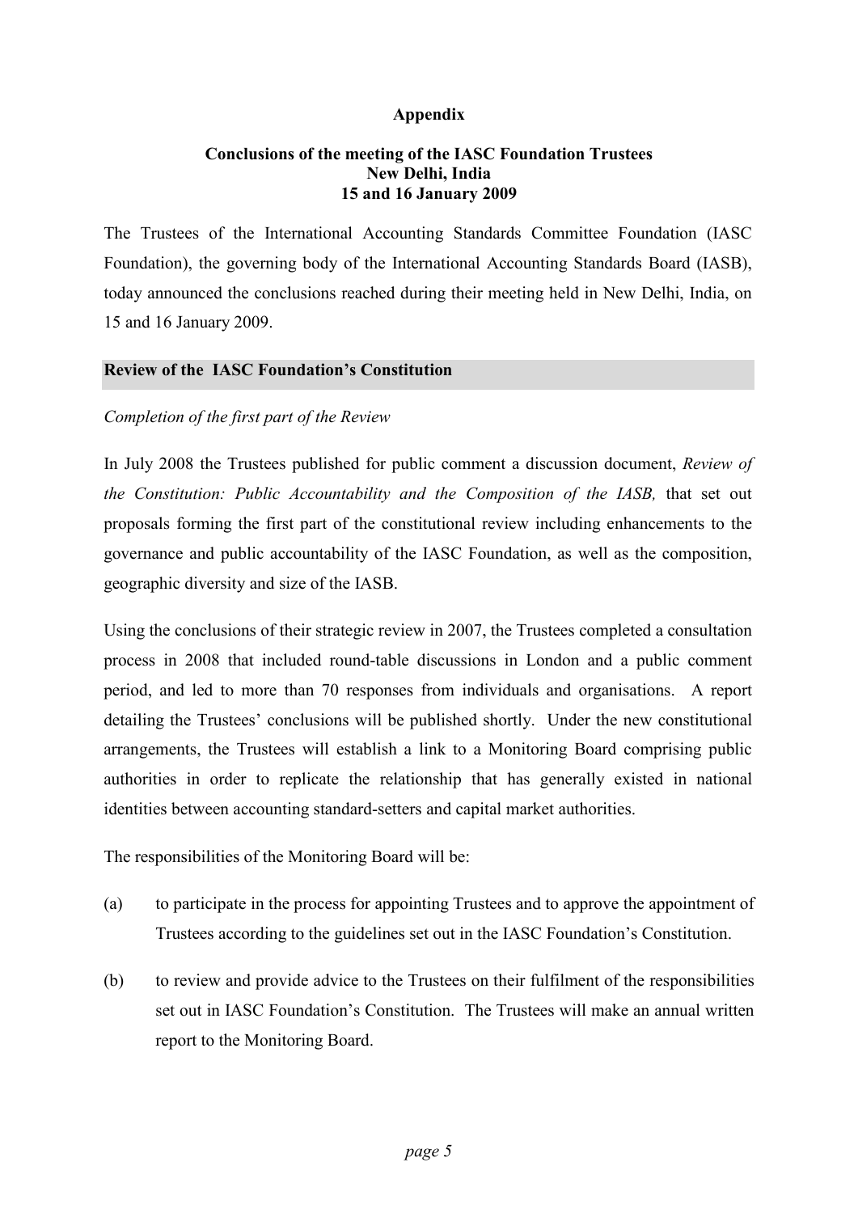**Appendix**

**Conclusions of the meeting of the IASC Foundation Trustees**
**New Delhi, India**
**15 and 16 January 2009**

The Trustees of the International Accounting Standards Committee Foundation (IASC Foundation), the governing body of the International Accounting Standards Board (IASB), today announced the conclusions reached during their meeting held in New Delhi, India, on 15 and 16 January 2009.

## Review of the IASC Foundation's Constitution

*Completion of the first part of the Review*

In July 2008 the Trustees published for public comment a discussion document, *Review of the Constitution: Public Accountability and the Composition of the IASB,* that set out proposals forming the first part of the constitutional review including enhancements to the governance and public accountability of the IASC Foundation, as well as the composition, geographic diversity and size of the IASB.

Using the conclusions of their strategic review in 2007, the Trustees completed a consultation process in 2008 that included round-table discussions in London and a public comment period, and led to more than 70 responses from individuals and organisations. A report detailing the Trustees' conclusions will be published shortly. Under the new constitutional arrangements, the Trustees will establish a link to a Monitoring Board comprising public authorities in order to replicate the relationship that has generally existed in national identities between accounting standard-setters and capital market authorities.

The responsibilities of the Monitoring Board will be:

(a) to participate in the process for appointing Trustees and to approve the appointment of Trustees according to the guidelines set out in the IASC Foundation's Constitution.

(b) to review and provide advice to the Trustees on their fulfilment of the responsibilities set out in IASC Foundation's Constitution. The Trustees will make an annual written report to the Monitoring Board.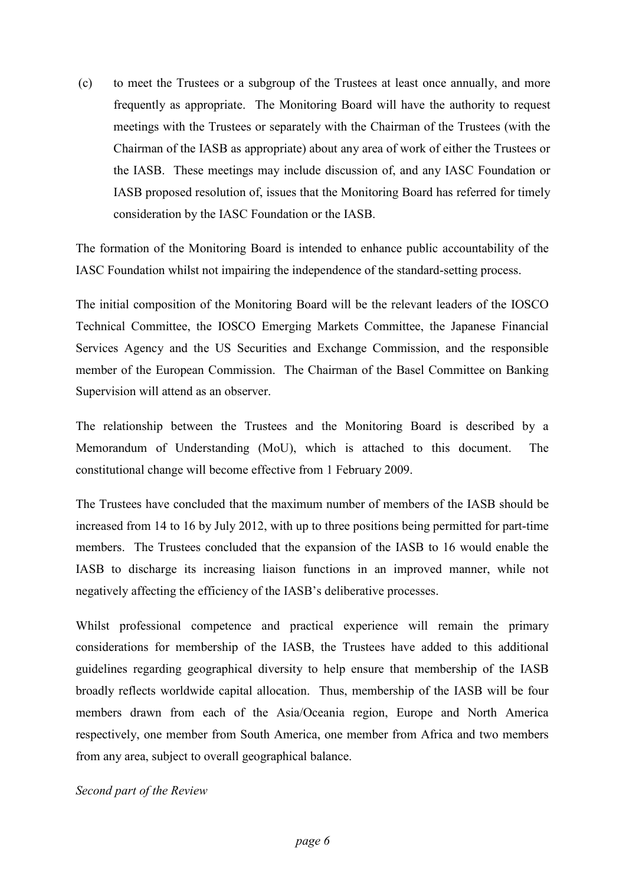(c) to meet the Trustees or a subgroup of the Trustees at least once annually, and more frequently as appropriate. The Monitoring Board will have the authority to request meetings with the Trustees or separately with the Chairman of the Trustees (with the Chairman of the IASB as appropriate) about any area of work of either the Trustees or the IASB. These meetings may include discussion of, and any IASC Foundation or IASB proposed resolution of, issues that the Monitoring Board has referred for timely consideration by the IASC Foundation or the IASB.

The formation of the Monitoring Board is intended to enhance public accountability of the IASC Foundation whilst not impairing the independence of the standard-setting process.

The initial composition of the Monitoring Board will be the relevant leaders of the IOSCO Technical Committee, the IOSCO Emerging Markets Committee, the Japanese Financial Services Agency and the US Securities and Exchange Commission, and the responsible member of the European Commission. The Chairman of the Basel Committee on Banking Supervision will attend as an observer.

The relationship between the Trustees and the Monitoring Board is described by a Memorandum of Understanding (MoU), which is attached to this document. The constitutional change will become effective from 1 February 2009.

The Trustees have concluded that the maximum number of members of the IASB should be increased from 14 to 16 by July 2012, with up to three positions being permitted for part-time members. The Trustees concluded that the expansion of the IASB to 16 would enable the IASB to discharge its increasing liaison functions in an improved manner, while not negatively affecting the efficiency of the IASB's deliberative processes.

Whilst professional competence and practical experience will remain the primary considerations for membership of the IASB, the Trustees have added to this additional guidelines regarding geographical diversity to help ensure that membership of the IASB broadly reflects worldwide capital allocation. Thus, membership of the IASB will be four members drawn from each of the Asia/Oceania region, Europe and North America respectively, one member from South America, one member from Africa and two members from any area, subject to overall geographical balance.

*Second part of the Review*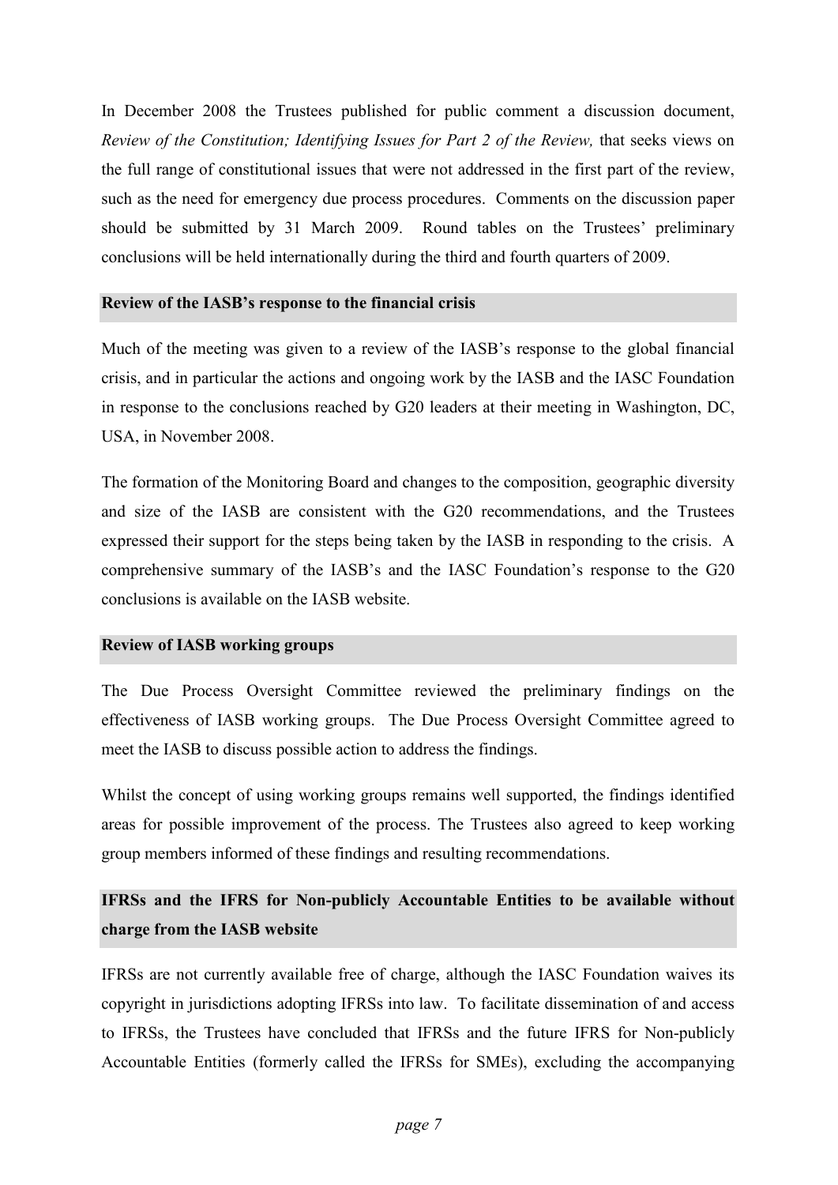In December 2008 the Trustees published for public comment a discussion document, *Review of the Constitution; Identifying Issues for Part 2 of the Review,* that seeks views on the full range of constitutional issues that were not addressed in the first part of the review, such as the need for emergency due process procedures. Comments on the discussion paper should be submitted by 31 March 2009. Round tables on the Trustees' preliminary conclusions will be held internationally during the third and fourth quarters of 2009.

## Review of the IASB's response to the financial crisis

Much of the meeting was given to a review of the IASB's response to the global financial crisis, and in particular the actions and ongoing work by the IASB and the IASC Foundation in response to the conclusions reached by G20 leaders at their meeting in Washington, DC, USA, in November 2008.

The formation of the Monitoring Board and changes to the composition, geographic diversity and size of the IASB are consistent with the G20 recommendations, and the Trustees expressed their support for the steps being taken by the IASB in responding to the crisis. A comprehensive summary of the IASB's and the IASC Foundation's response to the G20 conclusions is available on the IASB website.

## Review of IASB working groups

The Due Process Oversight Committee reviewed the preliminary findings on the effectiveness of IASB working groups. The Due Process Oversight Committee agreed to meet the IASB to discuss possible action to address the findings.

Whilst the concept of using working groups remains well supported, the findings identified areas for possible improvement of the process. The Trustees also agreed to keep working group members informed of these findings and resulting recommendations.

## IFRSs and the IFRS for Non-publicly Accountable Entities to be available without charge from the IASB website

IFRSs are not currently available free of charge, although the IASC Foundation waives its copyright in jurisdictions adopting IFRSs into law. To facilitate dissemination of and access to IFRSs, the Trustees have concluded that IFRSs and the future IFRS for Non-publicly Accountable Entities (formerly called the IFRSs for SMEs), excluding the accompanying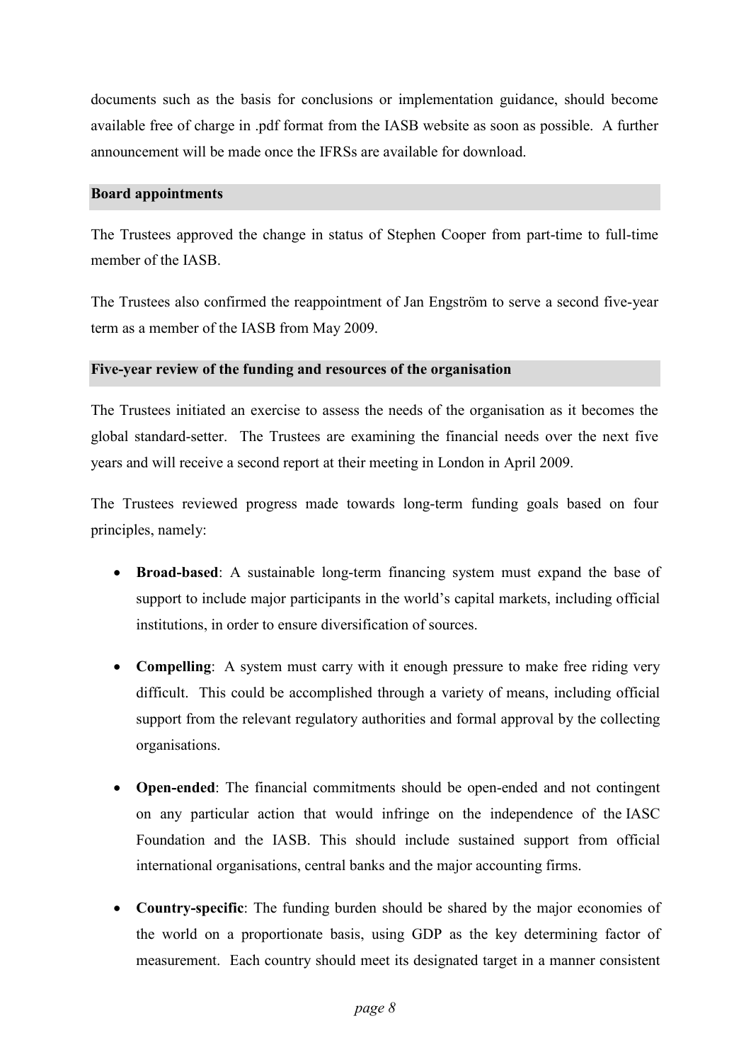documents such as the basis for conclusions or implementation guidance, should become available free of charge in .pdf format from the IASB website as soon as possible. A further announcement will be made once the IFRSs are available for download.

### Board appointments

The Trustees approved the change in status of Stephen Cooper from part-time to full-time member of the IASB.

The Trustees also confirmed the reappointment of Jan Engström to serve a second five-year term as a member of the IASB from May 2009.

### Five-year review of the funding and resources of the organisation

The Trustees initiated an exercise to assess the needs of the organisation as it becomes the global standard-setter. The Trustees are examining the financial needs over the next five years and will receive a second report at their meeting in London in April 2009.

The Trustees reviewed progress made towards long-term funding goals based on four principles, namely:

- **Broad-based**: A sustainable long-term financing system must expand the base of support to include major participants in the world's capital markets, including official institutions, in order to ensure diversification of sources.

- **Compelling**: A system must carry with it enough pressure to make free riding very difficult. This could be accomplished through a variety of means, including official support from the relevant regulatory authorities and formal approval by the collecting organisations.

- **Open-ended**: The financial commitments should be open-ended and not contingent on any particular action that would infringe on the independence of the IASC Foundation and the IASB. This should include sustained support from official international organisations, central banks and the major accounting firms.

- **Country-specific**: The funding burden should be shared by the major economies of the world on a proportionate basis, using GDP as the key determining factor of measurement. Each country should meet its designated target in a manner consistent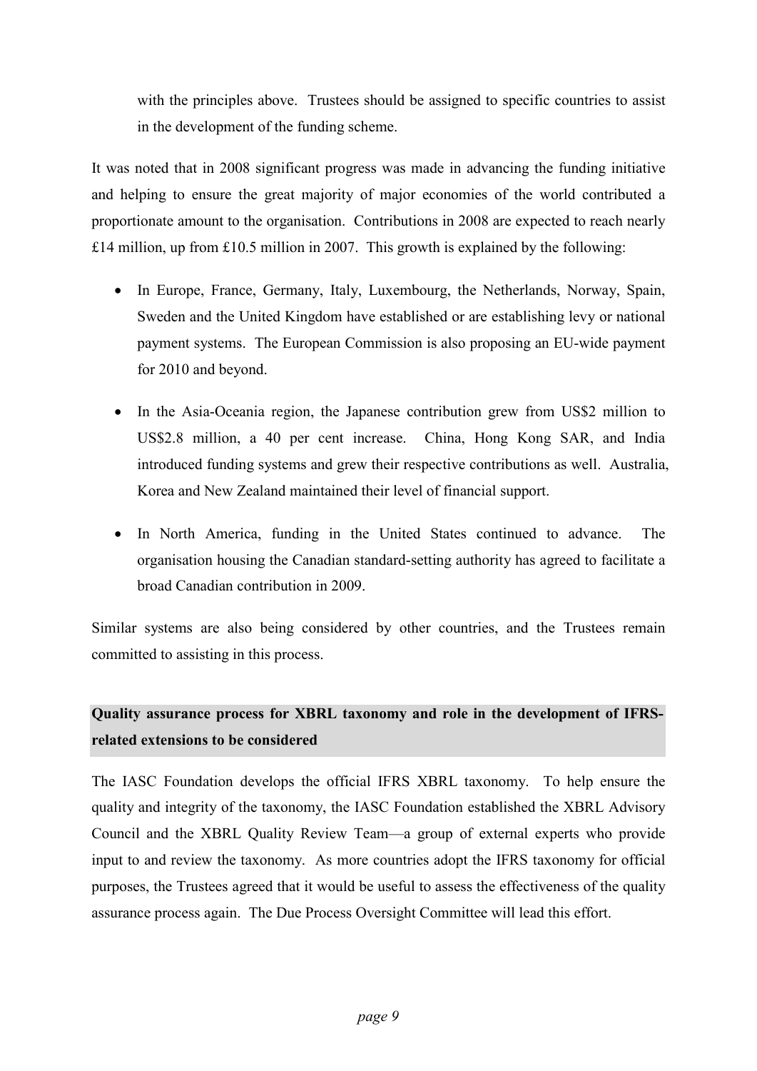with the principles above. Trustees should be assigned to specific countries to assist in the development of the funding scheme.

It was noted that in 2008 significant progress was made in advancing the funding initiative and helping to ensure the great majority of major economies of the world contributed a proportionate amount to the organisation. Contributions in 2008 are expected to reach nearly £14 million, up from £10.5 million in 2007. This growth is explained by the following:

- In Europe, France, Germany, Italy, Luxembourg, the Netherlands, Norway, Spain, Sweden and the United Kingdom have established or are establishing levy or national payment systems. The European Commission is also proposing an EU-wide payment for 2010 and beyond.
- In the Asia-Oceania region, the Japanese contribution grew from US$2 million to US$2.8 million, a 40 per cent increase. China, Hong Kong SAR, and India introduced funding systems and grew their respective contributions as well. Australia, Korea and New Zealand maintained their level of financial support.
- In North America, funding in the United States continued to advance. The organisation housing the Canadian standard-setting authority has agreed to facilitate a broad Canadian contribution in 2009.

Similar systems are also being considered by other countries, and the Trustees remain committed to assisting in this process.

**Quality assurance process for XBRL taxonomy and role in the development of IFRS-related extensions to be considered**

The IASC Foundation develops the official IFRS XBRL taxonomy. To help ensure the quality and integrity of the taxonomy, the IASC Foundation established the XBRL Advisory Council and the XBRL Quality Review Team—a group of external experts who provide input to and review the taxonomy. As more countries adopt the IFRS taxonomy for official purposes, the Trustees agreed that it would be useful to assess the effectiveness of the quality assurance process again. The Due Process Oversight Committee will lead this effort.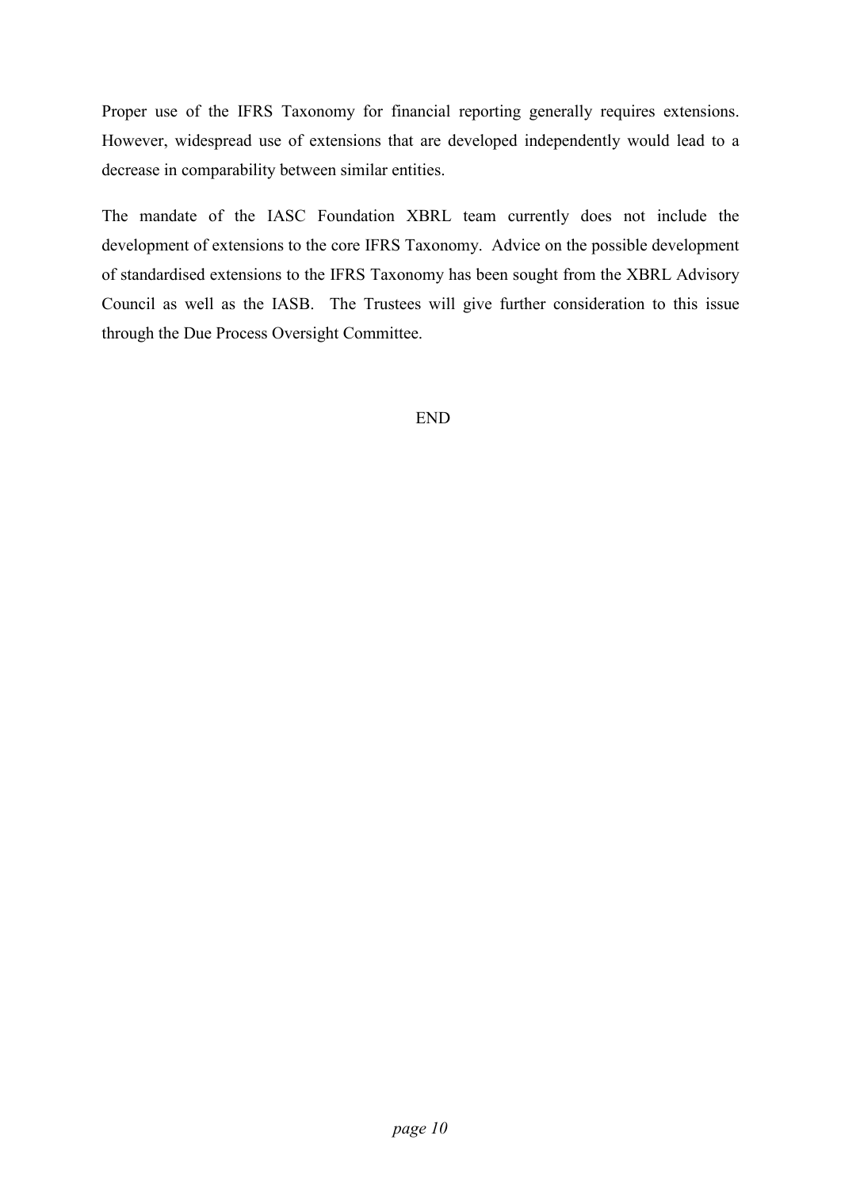Proper use of the IFRS Taxonomy for financial reporting generally requires extensions. However, widespread use of extensions that are developed independently would lead to a decrease in comparability between similar entities.

The mandate of the IASC Foundation XBRL team currently does not include the development of extensions to the core IFRS Taxonomy. Advice on the possible development of standardised extensions to the IFRS Taxonomy has been sought from the XBRL Advisory Council as well as the IASB. The Trustees will give further consideration to this issue through the Due Process Oversight Committee.

END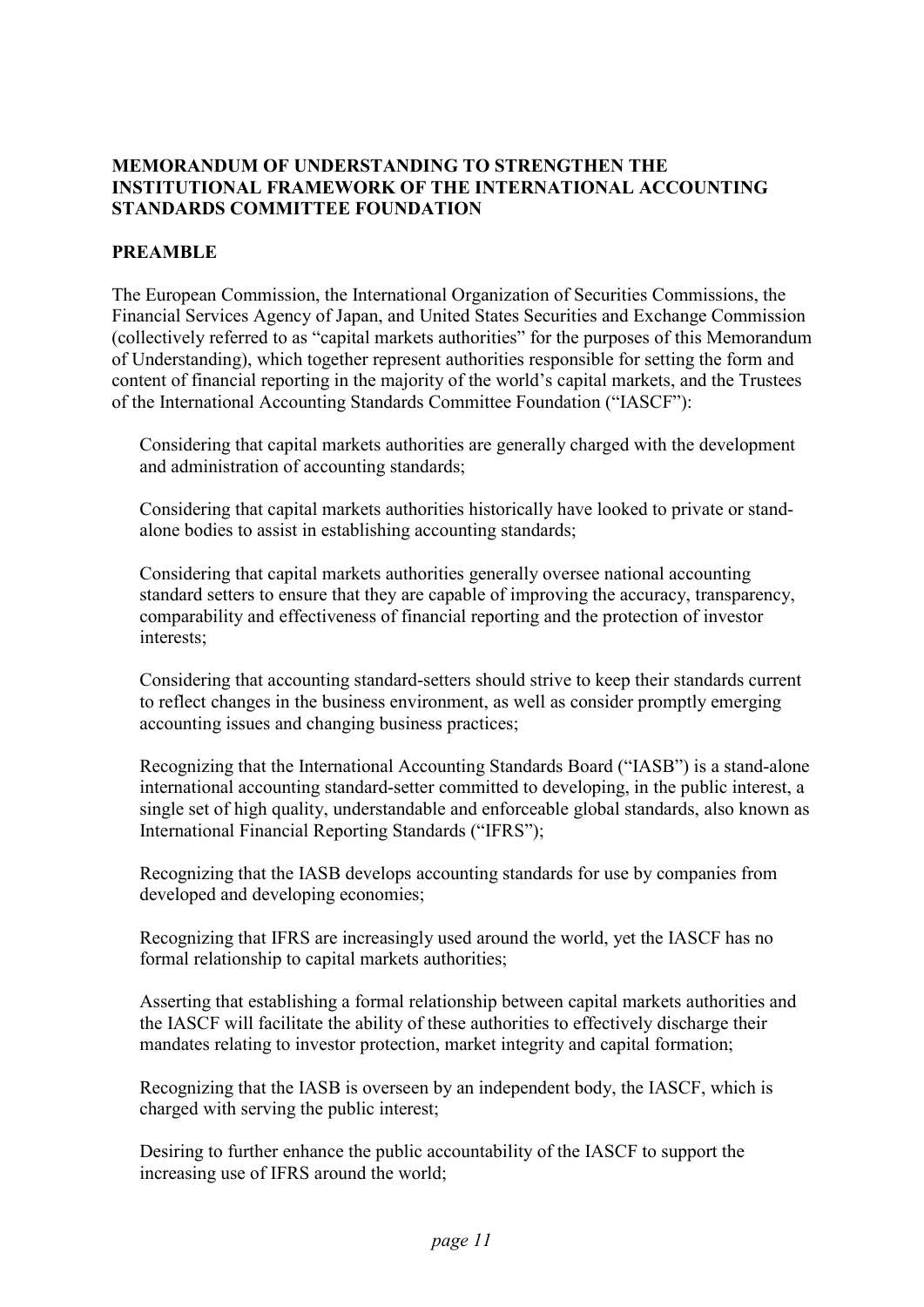**MEMORANDUM OF UNDERSTANDING TO STRENGTHEN THE INSTITUTIONAL FRAMEWORK OF THE INTERNATIONAL ACCOUNTING STANDARDS COMMITTEE FOUNDATION**

**PREAMBLE**

The European Commission, the International Organization of Securities Commissions, the Financial Services Agency of Japan, and United States Securities and Exchange Commission (collectively referred to as "capital markets authorities" for the purposes of this Memorandum of Understanding), which together represent authorities responsible for setting the form and content of financial reporting in the majority of the world's capital markets, and the Trustees of the International Accounting Standards Committee Foundation ("IASCF"):

Considering that capital markets authorities are generally charged with the development and administration of accounting standards;

Considering that capital markets authorities historically have looked to private or stand-alone bodies to assist in establishing accounting standards;

Considering that capital markets authorities generally oversee national accounting standard setters to ensure that they are capable of improving the accuracy, transparency, comparability and effectiveness of financial reporting and the protection of investor interests;

Considering that accounting standard-setters should strive to keep their standards current to reflect changes in the business environment, as well as consider promptly emerging accounting issues and changing business practices;

Recognizing that the International Accounting Standards Board ("IASB") is a stand-alone international accounting standard-setter committed to developing, in the public interest, a single set of high quality, understandable and enforceable global standards, also known as International Financial Reporting Standards ("IFRS");

Recognizing that the IASB develops accounting standards for use by companies from developed and developing economies;

Recognizing that IFRS are increasingly used around the world, yet the IASCF has no formal relationship to capital markets authorities;

Asserting that establishing a formal relationship between capital markets authorities and the IASCF will facilitate the ability of these authorities to effectively discharge their mandates relating to investor protection, market integrity and capital formation;

Recognizing that the IASB is overseen by an independent body, the IASCF, which is charged with serving the public interest;

Desiring to further enhance the public accountability of the IASCF to support the increasing use of IFRS around the world;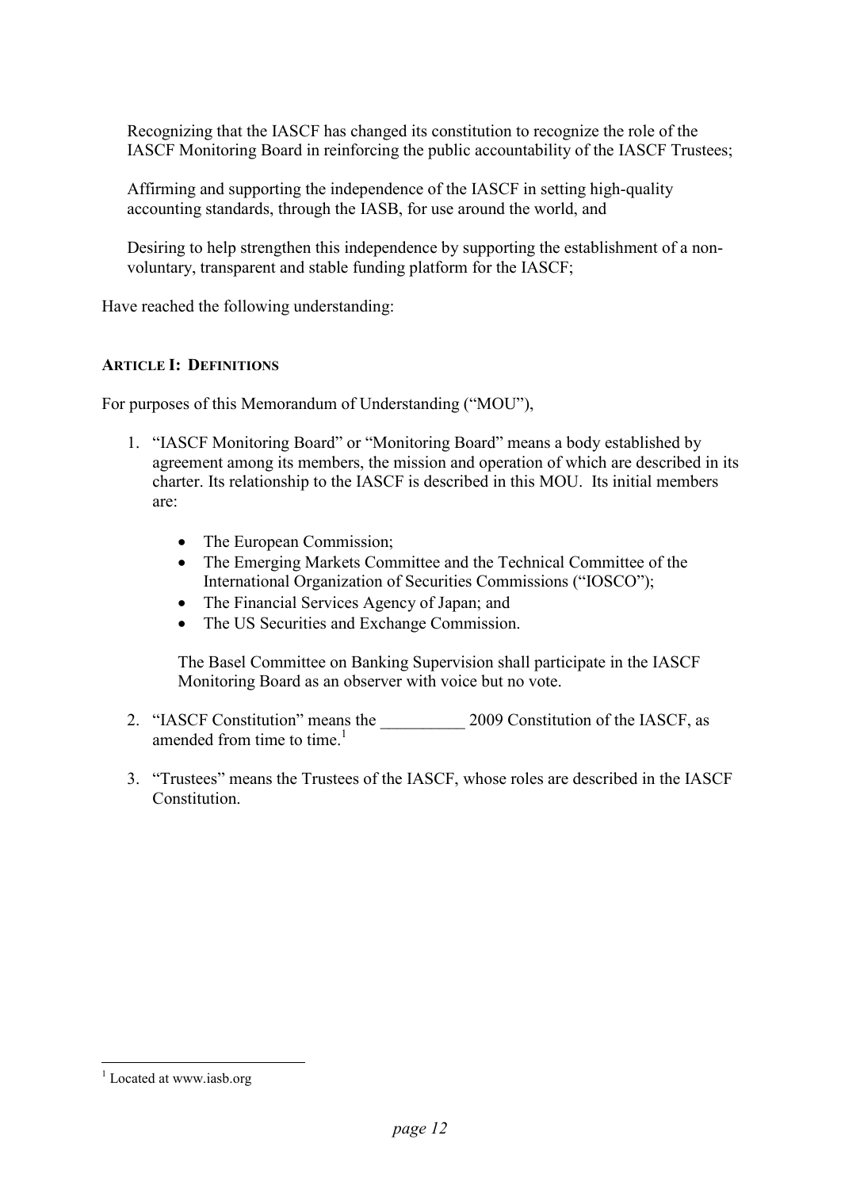Recognizing that the IASCF has changed its constitution to recognize the role of the IASCF Monitoring Board in reinforcing the public accountability of the IASCF Trustees;

Affirming and supporting the independence of the IASCF in setting high-quality accounting standards, through the IASB, for use around the world, and

Desiring to help strengthen this independence by supporting the establishment of a non-voluntary, transparent and stable funding platform for the IASCF;

Have reached the following understanding:

**ARTICLE I: DEFINITIONS**

For purposes of this Memorandum of Understanding ("MOU"),

1. "IASCF Monitoring Board" or "Monitoring Board" means a body established by agreement among its members, the mission and operation of which are described in its charter. Its relationship to the IASCF is described in this MOU. Its initial members are:

   - The European Commission;
   - The Emerging Markets Committee and the Technical Committee of the International Organization of Securities Commissions ("IOSCO");
   - The Financial Services Agency of Japan; and
   - The US Securities and Exchange Commission.

   The Basel Committee on Banking Supervision shall participate in the IASCF Monitoring Board as an observer with voice but no vote.

2. "IASCF Constitution" means the __________ 2009 Constitution of the IASCF, as amended from time to time.[1]

3. "Trustees" means the Trustees of the IASCF, whose roles are described in the IASCF Constitution.

[1] Located at www.iasb.org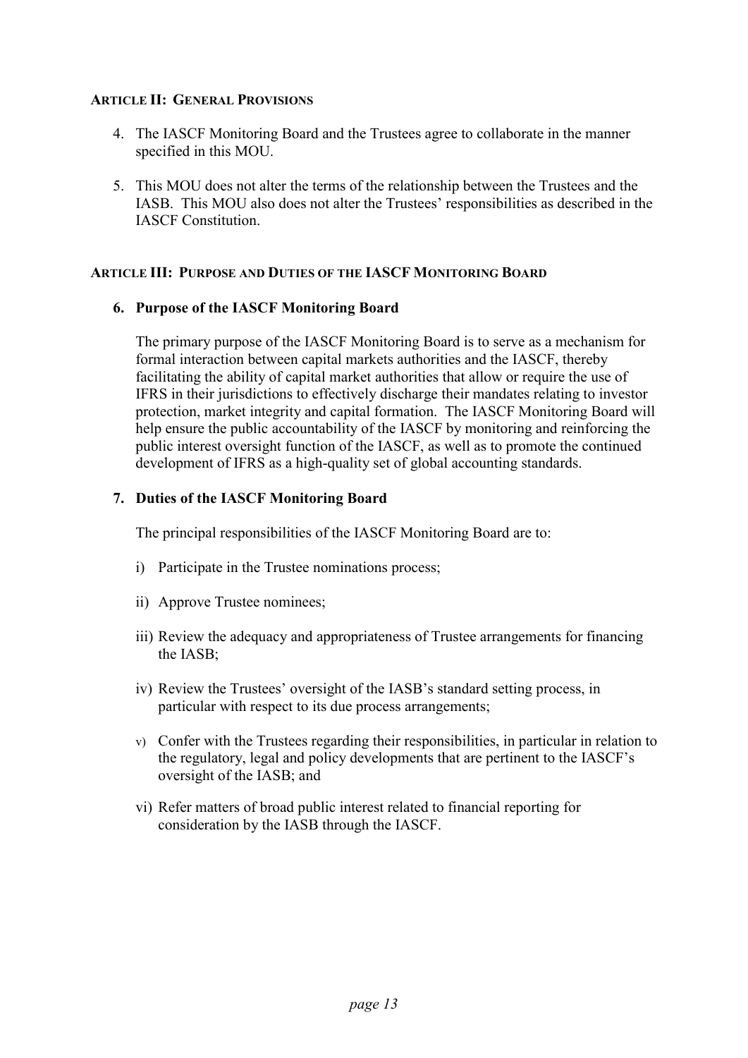#### ARTICLE II: GENERAL PROVISIONS

4. The IASCF Monitoring Board and the Trustees agree to collaborate in the manner specified in this MOU.

5. This MOU does not alter the terms of the relationship between the Trustees and the IASB. This MOU also does not alter the Trustees' responsibilities as described in the IASCF Constitution.

#### ARTICLE III: PURPOSE AND DUTIES OF THE IASCF MONITORING BOARD

**6. Purpose of the IASCF Monitoring Board**

The primary purpose of the IASCF Monitoring Board is to serve as a mechanism for formal interaction between capital markets authorities and the IASCF, thereby facilitating the ability of capital market authorities that allow or require the use of IFRS in their jurisdictions to effectively discharge their mandates relating to investor protection, market integrity and capital formation. The IASCF Monitoring Board will help ensure the public accountability of the IASCF by monitoring and reinforcing the public interest oversight function of the IASCF, as well as to promote the continued development of IFRS as a high-quality set of global accounting standards.

**7. Duties of the IASCF Monitoring Board**

The principal responsibilities of the IASCF Monitoring Board are to:

i) Participate in the Trustee nominations process;

ii) Approve Trustee nominees;

iii) Review the adequacy and appropriateness of Trustee arrangements for financing the IASB;

iv) Review the Trustees' oversight of the IASB's standard setting process, in particular with respect to its due process arrangements;

v) Confer with the Trustees regarding their responsibilities, in particular in relation to the regulatory, legal and policy developments that are pertinent to the IASCF's oversight of the IASB; and

vi) Refer matters of broad public interest related to financial reporting for consideration by the IASB through the IASCF.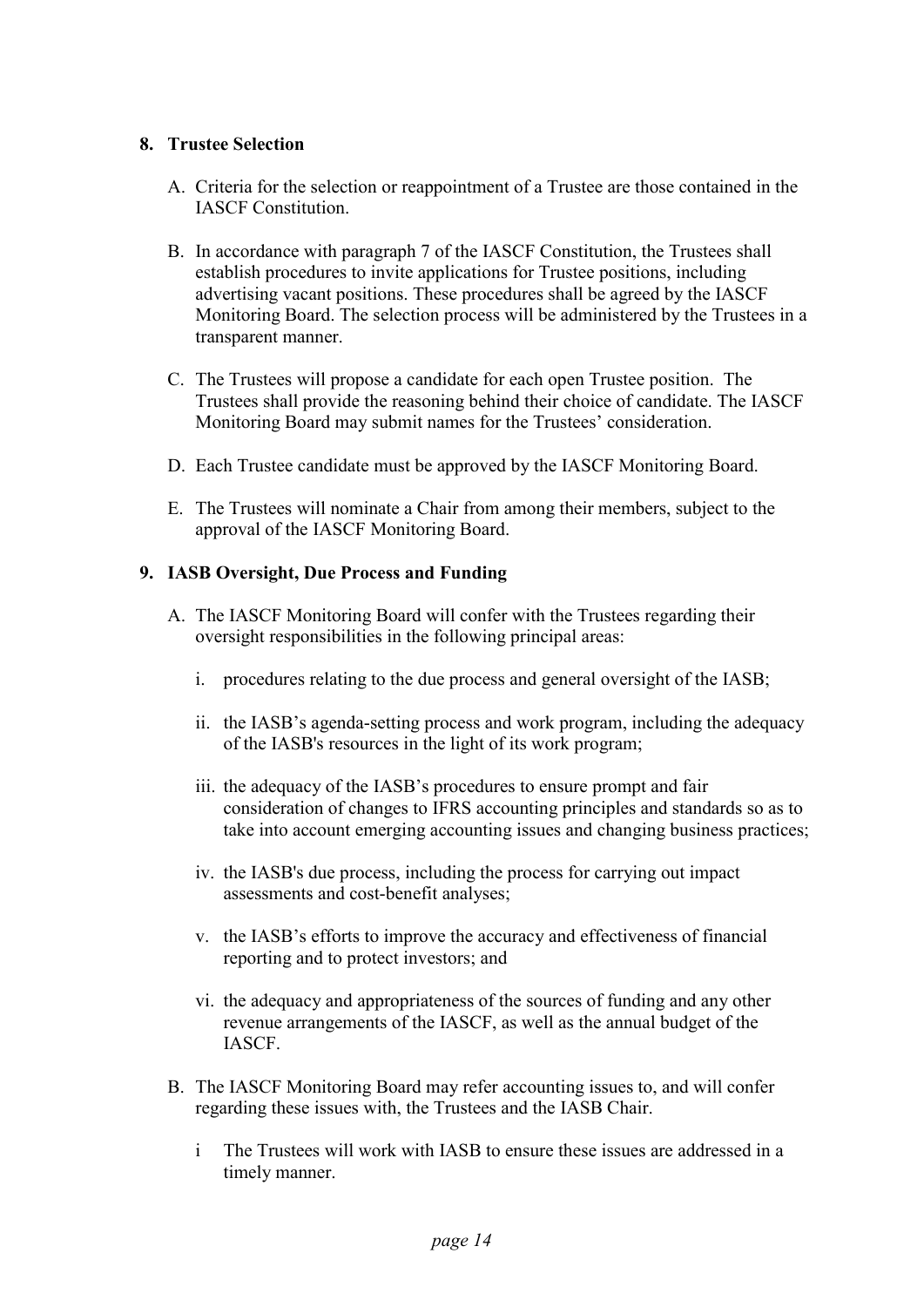## 8. Trustee Selection

A. Criteria for the selection or reappointment of a Trustee are those contained in the IASCF Constitution.

B. In accordance with paragraph 7 of the IASCF Constitution, the Trustees shall establish procedures to invite applications for Trustee positions, including advertising vacant positions. These procedures shall be agreed by the IASCF Monitoring Board. The selection process will be administered by the Trustees in a transparent manner.

C. The Trustees will propose a candidate for each open Trustee position. The Trustees shall provide the reasoning behind their choice of candidate. The IASCF Monitoring Board may submit names for the Trustees' consideration.

D. Each Trustee candidate must be approved by the IASCF Monitoring Board.

E. The Trustees will nominate a Chair from among their members, subject to the approval of the IASCF Monitoring Board.

## 9. IASB Oversight, Due Process and Funding

A. The IASCF Monitoring Board will confer with the Trustees regarding their oversight responsibilities in the following principal areas:

   i. procedures relating to the due process and general oversight of the IASB;

   ii. the IASB's agenda-setting process and work program, including the adequacy of the IASB's resources in the light of its work program;

   iii. the adequacy of the IASB's procedures to ensure prompt and fair consideration of changes to IFRS accounting principles and standards so as to take into account emerging accounting issues and changing business practices;

   iv. the IASB's due process, including the process for carrying out impact assessments and cost-benefit analyses;

   v. the IASB's efforts to improve the accuracy and effectiveness of financial reporting and to protect investors; and

   vi. the adequacy and appropriateness of the sources of funding and any other revenue arrangements of the IASCF, as well as the annual budget of the IASCF.

B. The IASCF Monitoring Board may refer accounting issues to, and will confer regarding these issues with, the Trustees and the IASB Chair.

   i The Trustees will work with IASB to ensure these issues are addressed in a timely manner.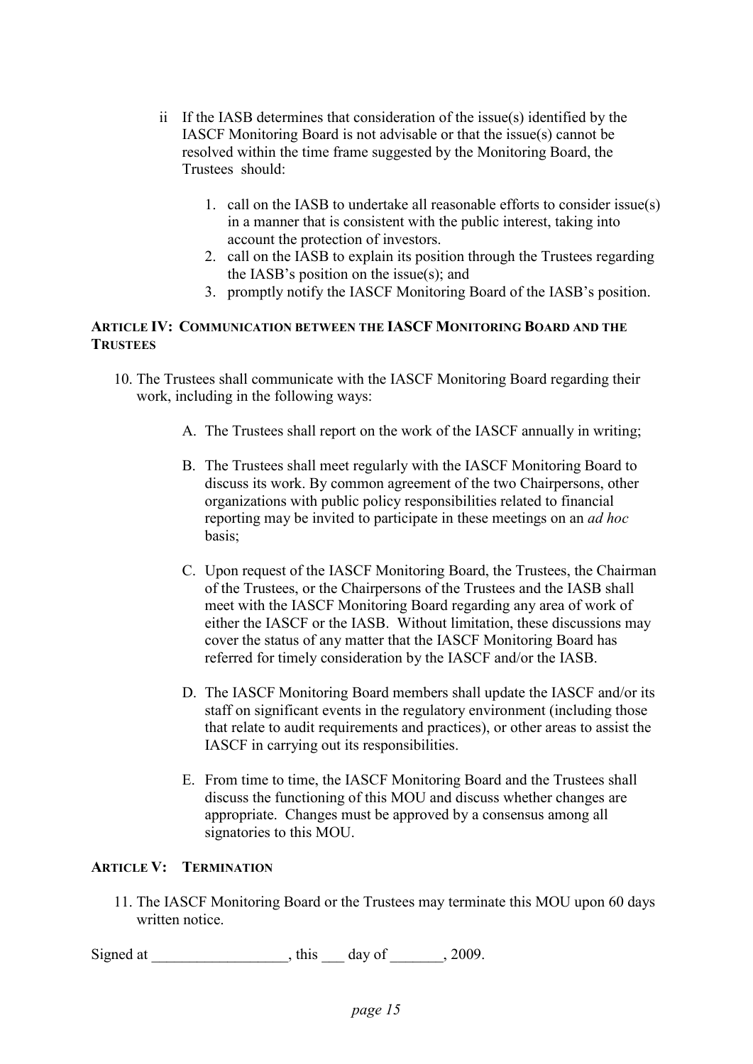ii If the IASB determines that consideration of the issue(s) identified by the IASCF Monitoring Board is not advisable or that the issue(s) cannot be resolved within the time frame suggested by the Monitoring Board, the Trustees should:

1. call on the IASB to undertake all reasonable efforts to consider issue(s) in a manner that is consistent with the public interest, taking into account the protection of investors.
2. call on the IASB to explain its position through the Trustees regarding the IASB's position on the issue(s); and
3. promptly notify the IASCF Monitoring Board of the IASB's position.

#### ARTICLE IV: COMMUNICATION BETWEEN THE IASCF MONITORING BOARD AND THE TRUSTEES

10. The Trustees shall communicate with the IASCF Monitoring Board regarding their work, including in the following ways:

    A. The Trustees shall report on the work of the IASCF annually in writing;

    B. The Trustees shall meet regularly with the IASCF Monitoring Board to discuss its work. By common agreement of the two Chairpersons, other organizations with public policy responsibilities related to financial reporting may be invited to participate in these meetings on an *ad hoc* basis;

    C. Upon request of the IASCF Monitoring Board, the Trustees, the Chairman of the Trustees, or the Chairpersons of the Trustees and the IASB shall meet with the IASCF Monitoring Board regarding any area of work of either the IASCF or the IASB. Without limitation, these discussions may cover the status of any matter that the IASCF Monitoring Board has referred for timely consideration by the IASCF and/or the IASB.

    D. The IASCF Monitoring Board members shall update the IASCF and/or its staff on significant events in the regulatory environment (including those that relate to audit requirements and practices), or other areas to assist the IASCF in carrying out its responsibilities.

    E. From time to time, the IASCF Monitoring Board and the Trustees shall discuss the functioning of this MOU and discuss whether changes are appropriate. Changes must be approved by a consensus among all signatories to this MOU.

#### ARTICLE V: TERMINATION

11. The IASCF Monitoring Board or the Trustees may terminate this MOU upon 60 days written notice.

Signed at \_\_\_\_\_\_\_\_\_\_\_\_\_\_\_\_\_\_, this \_\_\_ day of \_\_\_\_\_\_\_, 2009.